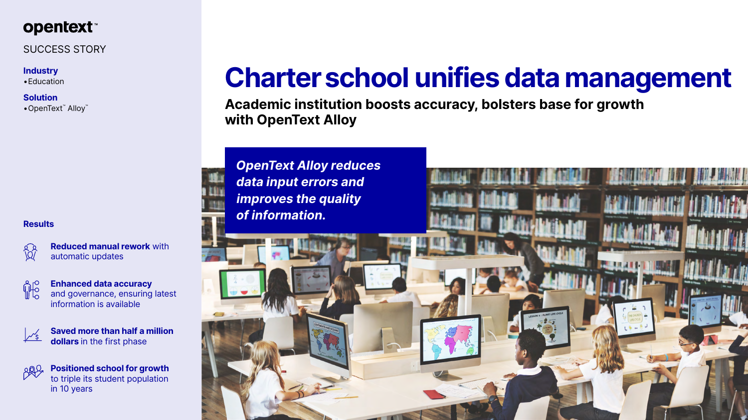opentext™

SUCCESS STORY

**Industry**
- Education

**Solution**
- OpenText™ Alloy™

# Charter school unifies data management

## Academic institution boosts accuracy, bolsters base for growth with OpenText Alloy

***OpenText Alloy reduces data input errors and improves the quality of information.***

**Results**

**Reduced manual rework** with automatic updates

**Enhanced data accuracy** and governance, ensuring latest information is available

**Saved more than half a million dollars** in the first phase

**Positioned school for growth** to triple its student population in 10 years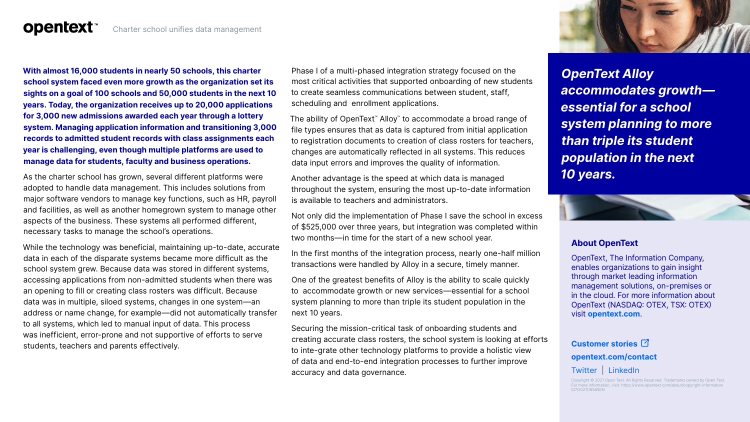**With almost 16,000 students in nearly 50 schools, this charter school system faced even more growth as the organization set its sights on a goal of 100 schools and 50,000 students in the next 10 years. Today, the organization receives up to 20,000 applications for 3,000 new admissions awarded each year through a lottery system. Managing application information and transitioning 3,000 records to admitted student records with class assignments each year is challenging, even though multiple platforms are used to manage data for students, faculty and business operations.**

As the charter school has grown, several different platforms were adopted to handle data management. This includes solutions from major software vendors to manage key functions, such as HR, payroll and facilities, as well as another homegrown system to manage other aspects of the business. These systems all performed different, necessary tasks to manage the school's operations.

While the technology was beneficial, maintaining up-to-date, accurate data in each of the disparate systems became more difficult as the school system grew. Because data was stored in different systems, accessing applications from non-admitted students when there was an opening to fill or creating class rosters was difficult. Because data was in multiple, siloed systems, changes in one system—an address or name change, for example—did not automatically transfer to all systems, which led to manual input of data. This process was inefficient, error-prone and not supportive of efforts to serve students, teachers and parents effectively.

Phase I of a multi-phased integration strategy focused on the most critical activities that supported onboarding of new students to create seamless communications between student, staff, scheduling and enrollment applications.

The ability of OpenText™ Alloy™ to accommodate a broad range of file types ensures that as data is captured from initial application to registration documents to creation of class rosters for teachers, changes are automatically reflected in all systems. This reduces data input errors and improves the quality of information.

Another advantage is the speed at which data is managed throughout the system, ensuring the most up-to-date information is available to teachers and administrators.

Not only did the implementation of Phase I save the school in excess of $525,000 over three years, but integration was completed within two months—in time for the start of a new school year.

In the first months of the integration process, nearly one-half million transactions were handled by Alloy in a secure, timely manner.

One of the greatest benefits of Alloy is the ability to scale quickly to accommodate growth or new services—essential for a school system planning to more than triple its student population in the next 10 years.

Securing the mission-critical task of onboarding students and creating accurate class rosters, the school system is looking at efforts to inte-grate other technology platforms to provide a holistic view of data and end-to-end integration processes to further improve accuracy and data governance.

***OpenText Alloy accommodates growth—essential for a school system planning to more than triple its student population in the next 10 years.***

### About OpenText

OpenText, The Information Company, enables organizations to gain insight through market leading information management solutions, on-premises or in the cloud. For more information about OpenText (NASDAQ: OTEX, TSX: OTEX) visit **opentext.com**.

**Customer stories**

**opentext.com/contact**

Twitter | LinkedIn

Copyright © 2021 Open Text. All Rights Reserved. Trademarks owned by Open Text. For more information, visit: https://www.opentext.com/about/copyright-information (07/2021)18565EN